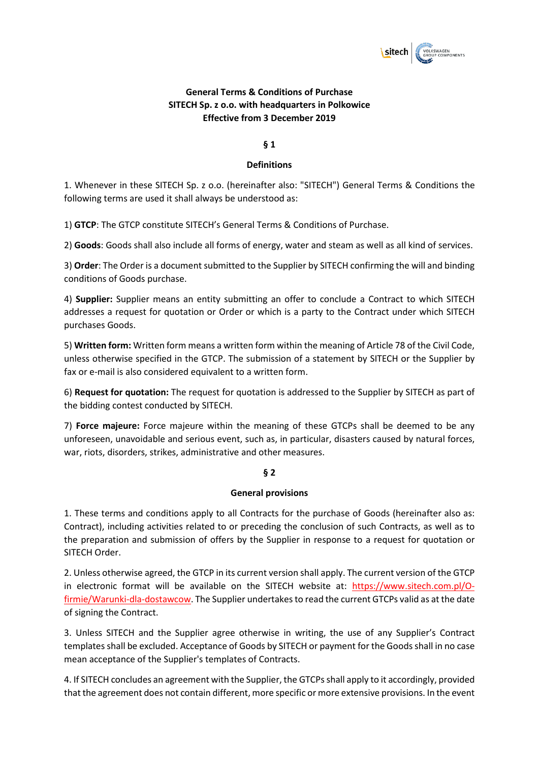**General Terms & Conditions of Purchase**
**SITECH Sp. z o.o. with headquarters in Polkowice**
**Effective from 3 December 2019**

## § 1

## Definitions

1. Whenever in these SITECH Sp. z o.o. (hereinafter also: "SITECH") General Terms & Conditions the following terms are used it shall always be understood as:

1) **GTCP**: The GTCP constitute SITECH's General Terms & Conditions of Purchase.

2) **Goods**: Goods shall also include all forms of energy, water and steam as well as all kind of services.

3) **Order**: The Order is a document submitted to the Supplier by SITECH confirming the will and binding conditions of Goods purchase.

4) **Supplier:** Supplier means an entity submitting an offer to conclude a Contract to which SITECH addresses a request for quotation or Order or which is a party to the Contract under which SITECH purchases Goods.

5) **Written form:** Written form means a written form within the meaning of Article 78 of the Civil Code, unless otherwise specified in the GTCP. The submission of a statement by SITECH or the Supplier by fax or e-mail is also considered equivalent to a written form.

6) **Request for quotation:** The request for quotation is addressed to the Supplier by SITECH as part of the bidding contest conducted by SITECH.

7) **Force majeure:** Force majeure within the meaning of these GTCPs shall be deemed to be any unforeseen, unavoidable and serious event, such as, in particular, disasters caused by natural forces, war, riots, disorders, strikes, administrative and other measures.

## § 2

## General provisions

1. These terms and conditions apply to all Contracts for the purchase of Goods (hereinafter also as: Contract), including activities related to or preceding the conclusion of such Contracts, as well as to the preparation and submission of offers by the Supplier in response to a request for quotation or SITECH Order.

2. Unless otherwise agreed, the GTCP in its current version shall apply. The current version of the GTCP in electronic format will be available on the SITECH website at: https://www.sitech.com.pl/O-firmie/Warunki-dla-dostawcow. The Supplier undertakes to read the current GTCPs valid as at the date of signing the Contract.

3. Unless SITECH and the Supplier agree otherwise in writing, the use of any Supplier's Contract templates shall be excluded. Acceptance of Goods by SITECH or payment for the Goods shall in no case mean acceptance of the Supplier's templates of Contracts.

4. If SITECH concludes an agreement with the Supplier, the GTCPs shall apply to it accordingly, provided that the agreement does not contain different, more specific or more extensive provisions. In the event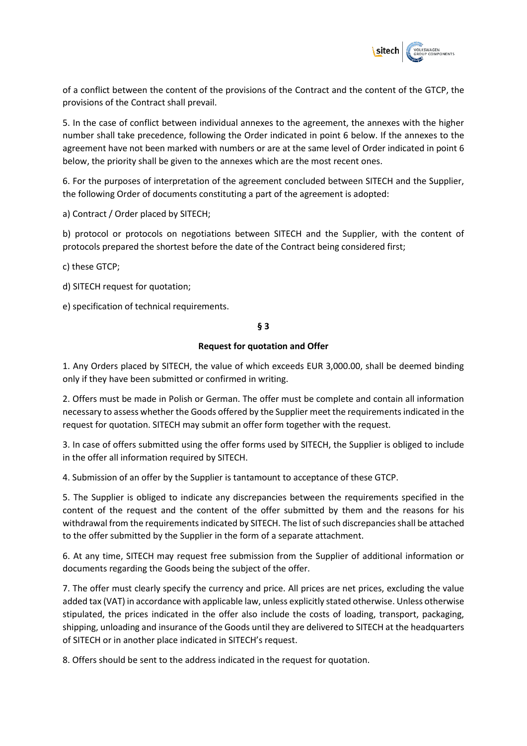of a conflict between the content of the provisions of the Contract and the content of the GTCP, the provisions of the Contract shall prevail.

5. In the case of conflict between individual annexes to the agreement, the annexes with the higher number shall take precedence, following the Order indicated in point 6 below. If the annexes to the agreement have not been marked with numbers or are at the same level of Order indicated in point 6 below, the priority shall be given to the annexes which are the most recent ones.

6. For the purposes of interpretation of the agreement concluded between SITECH and the Supplier, the following Order of documents constituting a part of the agreement is adopted:

a) Contract / Order placed by SITECH;

b) protocol or protocols on negotiations between SITECH and the Supplier, with the content of protocols prepared the shortest before the date of the Contract being considered first;

c) these GTCP;

d) SITECH request for quotation;

e) specification of technical requirements.

**§ 3**

**Request for quotation and Offer**

1. Any Orders placed by SITECH, the value of which exceeds EUR 3,000.00, shall be deemed binding only if they have been submitted or confirmed in writing.

2. Offers must be made in Polish or German. The offer must be complete and contain all information necessary to assess whether the Goods offered by the Supplier meet the requirements indicated in the request for quotation. SITECH may submit an offer form together with the request.

3. In case of offers submitted using the offer forms used by SITECH, the Supplier is obliged to include in the offer all information required by SITECH.

4. Submission of an offer by the Supplier is tantamount to acceptance of these GTCP.

5. The Supplier is obliged to indicate any discrepancies between the requirements specified in the content of the request and the content of the offer submitted by them and the reasons for his withdrawal from the requirements indicated by SITECH. The list of such discrepancies shall be attached to the offer submitted by the Supplier in the form of a separate attachment.

6. At any time, SITECH may request free submission from the Supplier of additional information or documents regarding the Goods being the subject of the offer.

7. The offer must clearly specify the currency and price. All prices are net prices, excluding the value added tax (VAT) in accordance with applicable law, unless explicitly stated otherwise. Unless otherwise stipulated, the prices indicated in the offer also include the costs of loading, transport, packaging, shipping, unloading and insurance of the Goods until they are delivered to SITECH at the headquarters of SITECH or in another place indicated in SITECH's request.

8. Offers should be sent to the address indicated in the request for quotation.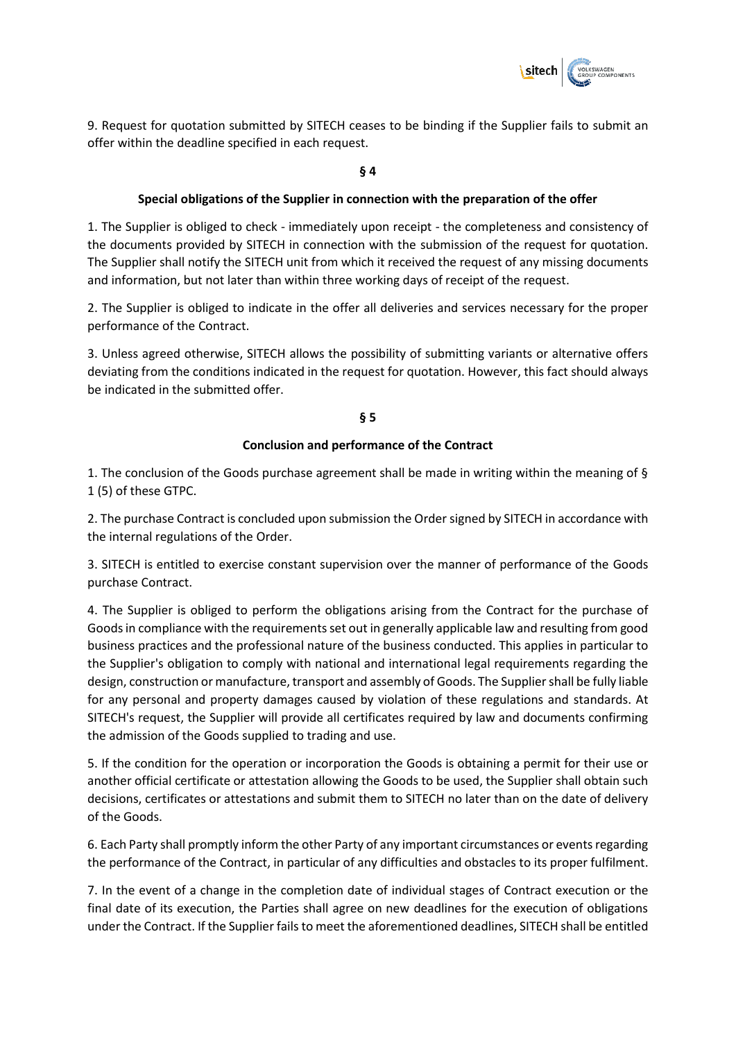9. Request for quotation submitted by SITECH ceases to be binding if the Supplier fails to submit an offer within the deadline specified in each request.

## § 4

### Special obligations of the Supplier in connection with the preparation of the offer

1. The Supplier is obliged to check - immediately upon receipt - the completeness and consistency of the documents provided by SITECH in connection with the submission of the request for quotation. The Supplier shall notify the SITECH unit from which it received the request of any missing documents and information, but not later than within three working days of receipt of the request.

2. The Supplier is obliged to indicate in the offer all deliveries and services necessary for the proper performance of the Contract.

3. Unless agreed otherwise, SITECH allows the possibility of submitting variants or alternative offers deviating from the conditions indicated in the request for quotation. However, this fact should always be indicated in the submitted offer.

## § 5

### Conclusion and performance of the Contract

1. The conclusion of the Goods purchase agreement shall be made in writing within the meaning of § 1 (5) of these GTPC.

2. The purchase Contract is concluded upon submission the Order signed by SITECH in accordance with the internal regulations of the Order.

3. SITECH is entitled to exercise constant supervision over the manner of performance of the Goods purchase Contract.

4. The Supplier is obliged to perform the obligations arising from the Contract for the purchase of Goods in compliance with the requirements set out in generally applicable law and resulting from good business practices and the professional nature of the business conducted. This applies in particular to the Supplier's obligation to comply with national and international legal requirements regarding the design, construction or manufacture, transport and assembly of Goods. The Supplier shall be fully liable for any personal and property damages caused by violation of these regulations and standards. At SITECH's request, the Supplier will provide all certificates required by law and documents confirming the admission of the Goods supplied to trading and use.

5. If the condition for the operation or incorporation the Goods is obtaining a permit for their use or another official certificate or attestation allowing the Goods to be used, the Supplier shall obtain such decisions, certificates or attestations and submit them to SITECH no later than on the date of delivery of the Goods.

6. Each Party shall promptly inform the other Party of any important circumstances or events regarding the performance of the Contract, in particular of any difficulties and obstacles to its proper fulfilment.

7. In the event of a change in the completion date of individual stages of Contract execution or the final date of its execution, the Parties shall agree on new deadlines for the execution of obligations under the Contract. If the Supplier fails to meet the aforementioned deadlines, SITECH shall be entitled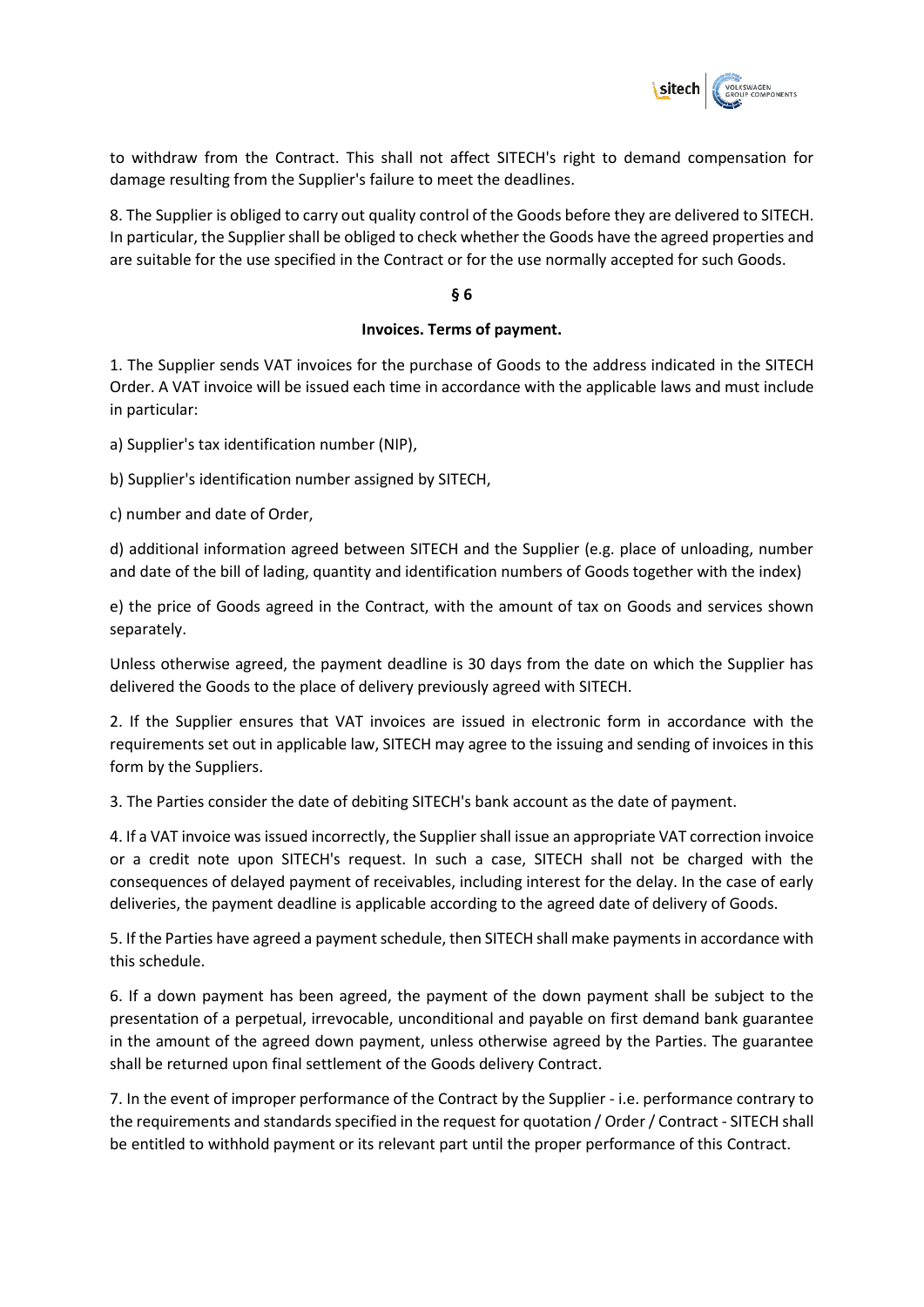to withdraw from the Contract. This shall not affect SITECH's right to demand compensation for damage resulting from the Supplier's failure to meet the deadlines.

8. The Supplier is obliged to carry out quality control of the Goods before they are delivered to SITECH. In particular, the Supplier shall be obliged to check whether the Goods have the agreed properties and are suitable for the use specified in the Contract or for the use normally accepted for such Goods.

## § 6

## Invoices. Terms of payment.

1. The Supplier sends VAT invoices for the purchase of Goods to the address indicated in the SITECH Order. A VAT invoice will be issued each time in accordance with the applicable laws and must include in particular:

a) Supplier's tax identification number (NIP),

b) Supplier's identification number assigned by SITECH,

c) number and date of Order,

d) additional information agreed between SITECH and the Supplier (e.g. place of unloading, number and date of the bill of lading, quantity and identification numbers of Goods together with the index)

e) the price of Goods agreed in the Contract, with the amount of tax on Goods and services shown separately.

Unless otherwise agreed, the payment deadline is 30 days from the date on which the Supplier has delivered the Goods to the place of delivery previously agreed with SITECH.

2. If the Supplier ensures that VAT invoices are issued in electronic form in accordance with the requirements set out in applicable law, SITECH may agree to the issuing and sending of invoices in this form by the Suppliers.

3. The Parties consider the date of debiting SITECH's bank account as the date of payment.

4. If a VAT invoice was issued incorrectly, the Supplier shall issue an appropriate VAT correction invoice or a credit note upon SITECH's request. In such a case, SITECH shall not be charged with the consequences of delayed payment of receivables, including interest for the delay. In the case of early deliveries, the payment deadline is applicable according to the agreed date of delivery of Goods.

5. If the Parties have agreed a payment schedule, then SITECH shall make payments in accordance with this schedule.

6. If a down payment has been agreed, the payment of the down payment shall be subject to the presentation of a perpetual, irrevocable, unconditional and payable on first demand bank guarantee in the amount of the agreed down payment, unless otherwise agreed by the Parties. The guarantee shall be returned upon final settlement of the Goods delivery Contract.

7. In the event of improper performance of the Contract by the Supplier - i.e. performance contrary to the requirements and standards specified in the request for quotation / Order / Contract - SITECH shall be entitled to withhold payment or its relevant part until the proper performance of this Contract.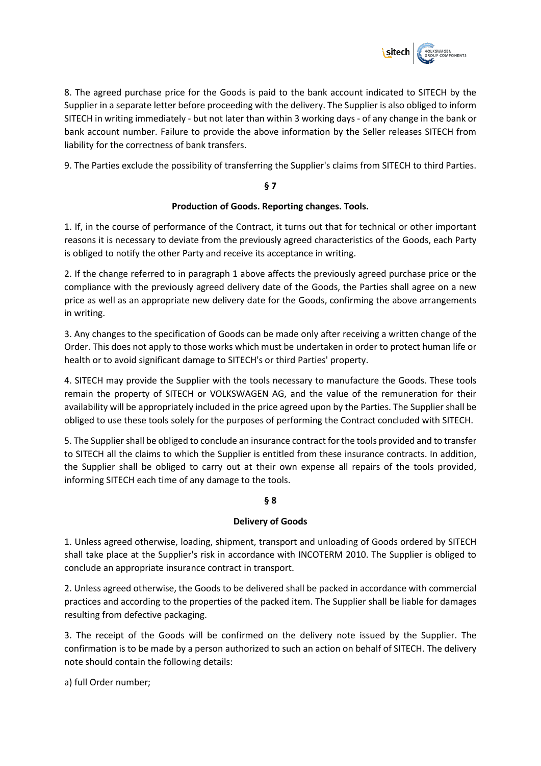8. The agreed purchase price for the Goods is paid to the bank account indicated to SITECH by the Supplier in a separate letter before proceeding with the delivery. The Supplier is also obliged to inform SITECH in writing immediately - but not later than within 3 working days - of any change in the bank or bank account number. Failure to provide the above information by the Seller releases SITECH from liability for the correctness of bank transfers.

9. The Parties exclude the possibility of transferring the Supplier's claims from SITECH to third Parties.

## § 7

## Production of Goods. Reporting changes. Tools.

1. If, in the course of performance of the Contract, it turns out that for technical or other important reasons it is necessary to deviate from the previously agreed characteristics of the Goods, each Party is obliged to notify the other Party and receive its acceptance in writing.

2. If the change referred to in paragraph 1 above affects the previously agreed purchase price or the compliance with the previously agreed delivery date of the Goods, the Parties shall agree on a new price as well as an appropriate new delivery date for the Goods, confirming the above arrangements in writing.

3. Any changes to the specification of Goods can be made only after receiving a written change of the Order. This does not apply to those works which must be undertaken in order to protect human life or health or to avoid significant damage to SITECH's or third Parties' property.

4. SITECH may provide the Supplier with the tools necessary to manufacture the Goods. These tools remain the property of SITECH or VOLKSWAGEN AG, and the value of the remuneration for their availability will be appropriately included in the price agreed upon by the Parties. The Supplier shall be obliged to use these tools solely for the purposes of performing the Contract concluded with SITECH.

5. The Supplier shall be obliged to conclude an insurance contract for the tools provided and to transfer to SITECH all the claims to which the Supplier is entitled from these insurance contracts. In addition, the Supplier shall be obliged to carry out at their own expense all repairs of the tools provided, informing SITECH each time of any damage to the tools.

## § 8

## Delivery of Goods

1. Unless agreed otherwise, loading, shipment, transport and unloading of Goods ordered by SITECH shall take place at the Supplier's risk in accordance with INCOTERM 2010. The Supplier is obliged to conclude an appropriate insurance contract in transport.

2. Unless agreed otherwise, the Goods to be delivered shall be packed in accordance with commercial practices and according to the properties of the packed item. The Supplier shall be liable for damages resulting from defective packaging.

3. The receipt of the Goods will be confirmed on the delivery note issued by the Supplier. The confirmation is to be made by a person authorized to such an action on behalf of SITECH. The delivery note should contain the following details:

a) full Order number;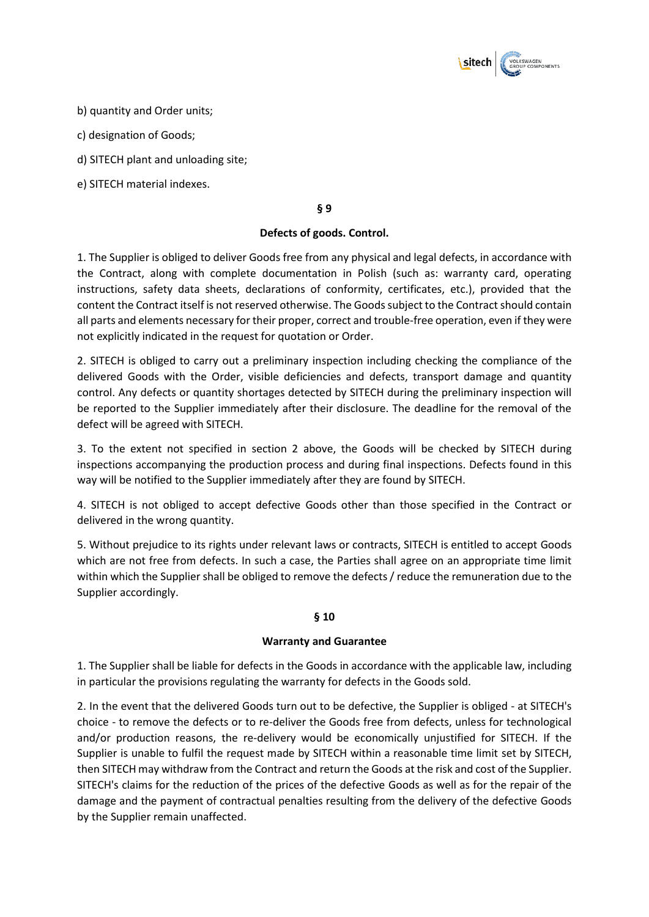b) quantity and Order units;

c) designation of Goods;

d) SITECH plant and unloading site;

e) SITECH material indexes.

## § 9

### Defects of goods. Control.

1. The Supplier is obliged to deliver Goods free from any physical and legal defects, in accordance with the Contract, along with complete documentation in Polish (such as: warranty card, operating instructions, safety data sheets, declarations of conformity, certificates, etc.), provided that the content the Contract itself is not reserved otherwise. The Goods subject to the Contract should contain all parts and elements necessary for their proper, correct and trouble-free operation, even if they were not explicitly indicated in the request for quotation or Order.

2. SITECH is obliged to carry out a preliminary inspection including checking the compliance of the delivered Goods with the Order, visible deficiencies and defects, transport damage and quantity control. Any defects or quantity shortages detected by SITECH during the preliminary inspection will be reported to the Supplier immediately after their disclosure. The deadline for the removal of the defect will be agreed with SITECH.

3. To the extent not specified in section 2 above, the Goods will be checked by SITECH during inspections accompanying the production process and during final inspections. Defects found in this way will be notified to the Supplier immediately after they are found by SITECH.

4. SITECH is not obliged to accept defective Goods other than those specified in the Contract or delivered in the wrong quantity.

5. Without prejudice to its rights under relevant laws or contracts, SITECH is entitled to accept Goods which are not free from defects. In such a case, the Parties shall agree on an appropriate time limit within which the Supplier shall be obliged to remove the defects / reduce the remuneration due to the Supplier accordingly.

## § 10

### Warranty and Guarantee

1. The Supplier shall be liable for defects in the Goods in accordance with the applicable law, including in particular the provisions regulating the warranty for defects in the Goods sold.

2. In the event that the delivered Goods turn out to be defective, the Supplier is obliged - at SITECH's choice - to remove the defects or to re-deliver the Goods free from defects, unless for technological and/or production reasons, the re-delivery would be economically unjustified for SITECH. If the Supplier is unable to fulfil the request made by SITECH within a reasonable time limit set by SITECH, then SITECH may withdraw from the Contract and return the Goods at the risk and cost of the Supplier. SITECH's claims for the reduction of the prices of the defective Goods as well as for the repair of the damage and the payment of contractual penalties resulting from the delivery of the defective Goods by the Supplier remain unaffected.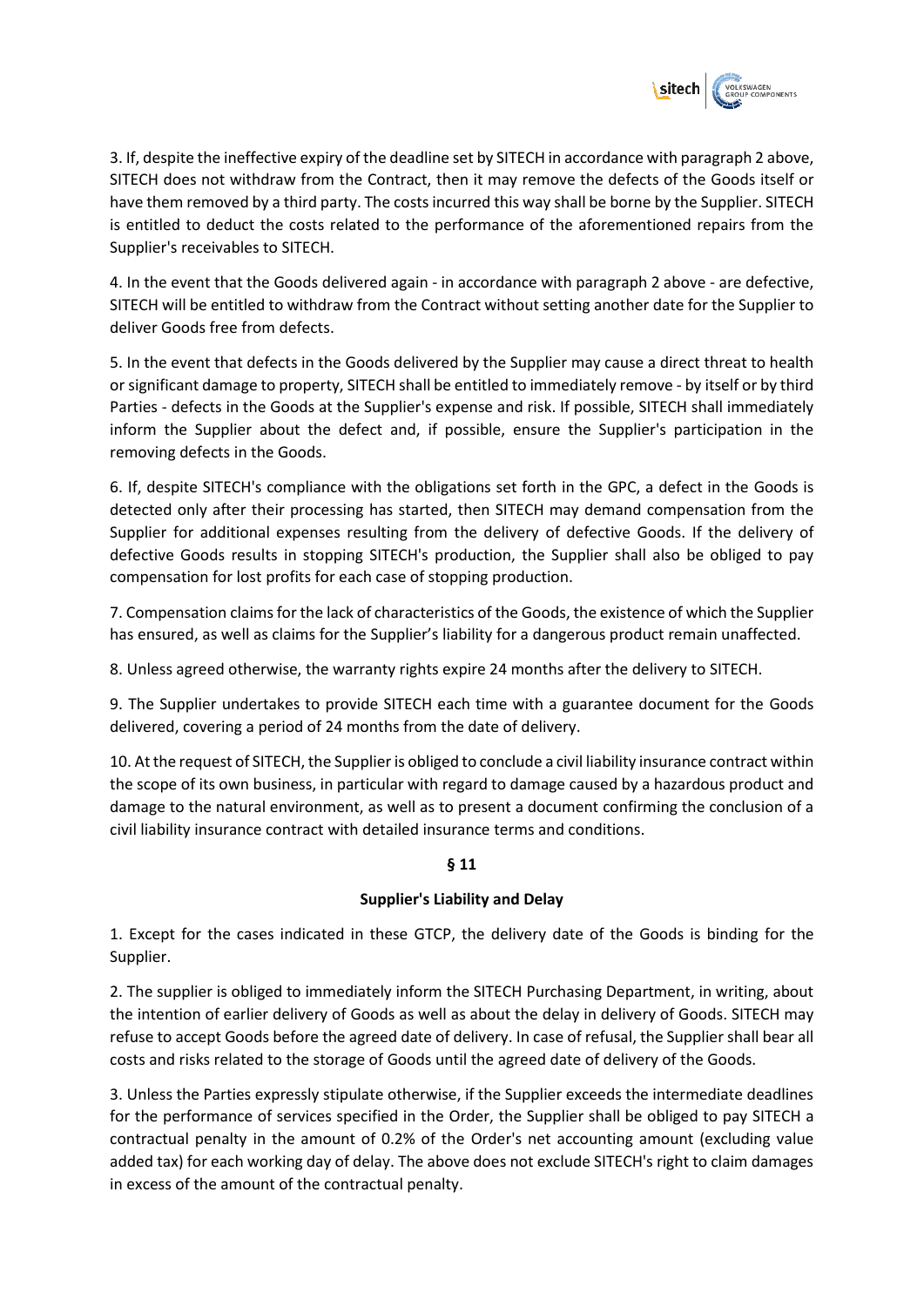3. If, despite the ineffective expiry of the deadline set by SITECH in accordance with paragraph 2 above, SITECH does not withdraw from the Contract, then it may remove the defects of the Goods itself or have them removed by a third party. The costs incurred this way shall be borne by the Supplier. SITECH is entitled to deduct the costs related to the performance of the aforementioned repairs from the Supplier's receivables to SITECH.

4. In the event that the Goods delivered again - in accordance with paragraph 2 above - are defective, SITECH will be entitled to withdraw from the Contract without setting another date for the Supplier to deliver Goods free from defects.

5. In the event that defects in the Goods delivered by the Supplier may cause a direct threat to health or significant damage to property, SITECH shall be entitled to immediately remove - by itself or by third Parties - defects in the Goods at the Supplier's expense and risk. If possible, SITECH shall immediately inform the Supplier about the defect and, if possible, ensure the Supplier's participation in the removing defects in the Goods.

6. If, despite SITECH's compliance with the obligations set forth in the GPC, a defect in the Goods is detected only after their processing has started, then SITECH may demand compensation from the Supplier for additional expenses resulting from the delivery of defective Goods. If the delivery of defective Goods results in stopping SITECH's production, the Supplier shall also be obliged to pay compensation for lost profits for each case of stopping production.

7. Compensation claims for the lack of characteristics of the Goods, the existence of which the Supplier has ensured, as well as claims for the Supplier's liability for a dangerous product remain unaffected.

8. Unless agreed otherwise, the warranty rights expire 24 months after the delivery to SITECH.

9. The Supplier undertakes to provide SITECH each time with a guarantee document for the Goods delivered, covering a period of 24 months from the date of delivery.

10. At the request of SITECH, the Supplier is obliged to conclude a civil liability insurance contract within the scope of its own business, in particular with regard to damage caused by a hazardous product and damage to the natural environment, as well as to present a document confirming the conclusion of a civil liability insurance contract with detailed insurance terms and conditions.

## § 11

## Supplier's Liability and Delay

1. Except for the cases indicated in these GTCP, the delivery date of the Goods is binding for the Supplier.

2. The supplier is obliged to immediately inform the SITECH Purchasing Department, in writing, about the intention of earlier delivery of Goods as well as about the delay in delivery of Goods. SITECH may refuse to accept Goods before the agreed date of delivery. In case of refusal, the Supplier shall bear all costs and risks related to the storage of Goods until the agreed date of delivery of the Goods.

3. Unless the Parties expressly stipulate otherwise, if the Supplier exceeds the intermediate deadlines for the performance of services specified in the Order, the Supplier shall be obliged to pay SITECH a contractual penalty in the amount of 0.2% of the Order's net accounting amount (excluding value added tax) for each working day of delay. The above does not exclude SITECH's right to claim damages in excess of the amount of the contractual penalty.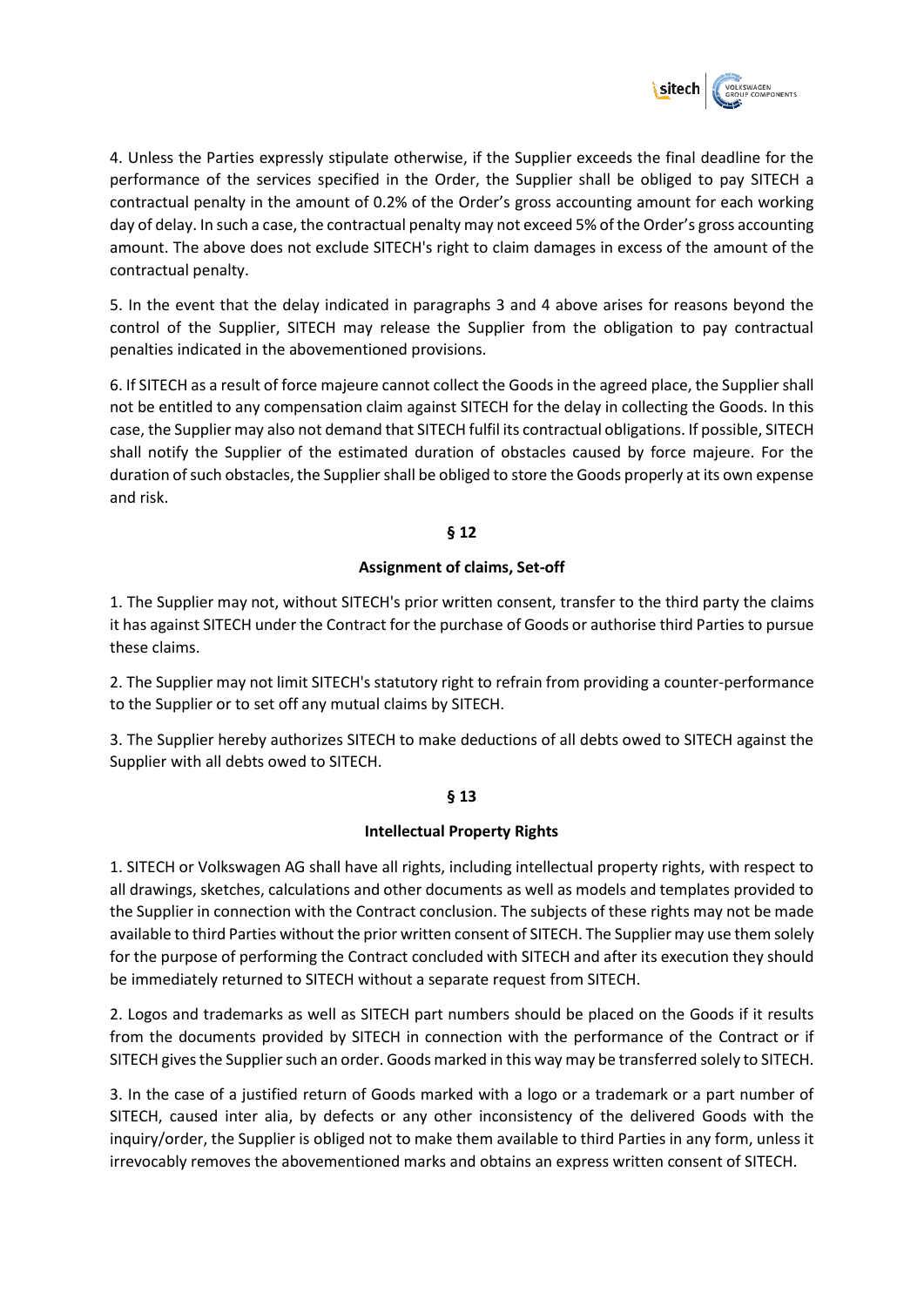4. Unless the Parties expressly stipulate otherwise, if the Supplier exceeds the final deadline for the performance of the services specified in the Order, the Supplier shall be obliged to pay SITECH a contractual penalty in the amount of 0.2% of the Order's gross accounting amount for each working day of delay. In such a case, the contractual penalty may not exceed 5% of the Order's gross accounting amount. The above does not exclude SITECH's right to claim damages in excess of the amount of the contractual penalty.

5. In the event that the delay indicated in paragraphs 3 and 4 above arises for reasons beyond the control of the Supplier, SITECH may release the Supplier from the obligation to pay contractual penalties indicated in the abovementioned provisions.

6. If SITECH as a result of force majeure cannot collect the Goods in the agreed place, the Supplier shall not be entitled to any compensation claim against SITECH for the delay in collecting the Goods. In this case, the Supplier may also not demand that SITECH fulfil its contractual obligations. If possible, SITECH shall notify the Supplier of the estimated duration of obstacles caused by force majeure. For the duration of such obstacles, the Supplier shall be obliged to store the Goods properly at its own expense and risk.

**§ 12**

**Assignment of claims, Set-off**

1. The Supplier may not, without SITECH's prior written consent, transfer to the third party the claims it has against SITECH under the Contract for the purchase of Goods or authorise third Parties to pursue these claims.

2. The Supplier may not limit SITECH's statutory right to refrain from providing a counter-performance to the Supplier or to set off any mutual claims by SITECH.

3. The Supplier hereby authorizes SITECH to make deductions of all debts owed to SITECH against the Supplier with all debts owed to SITECH.

**§ 13**

**Intellectual Property Rights**

1. SITECH or Volkswagen AG shall have all rights, including intellectual property rights, with respect to all drawings, sketches, calculations and other documents as well as models and templates provided to the Supplier in connection with the Contract conclusion. The subjects of these rights may not be made available to third Parties without the prior written consent of SITECH. The Supplier may use them solely for the purpose of performing the Contract concluded with SITECH and after its execution they should be immediately returned to SITECH without a separate request from SITECH.

2. Logos and trademarks as well as SITECH part numbers should be placed on the Goods if it results from the documents provided by SITECH in connection with the performance of the Contract or if SITECH gives the Supplier such an order. Goods marked in this way may be transferred solely to SITECH.

3. In the case of a justified return of Goods marked with a logo or a trademark or a part number of SITECH, caused inter alia, by defects or any other inconsistency of the delivered Goods with the inquiry/order, the Supplier is obliged not to make them available to third Parties in any form, unless it irrevocably removes the abovementioned marks and obtains an express written consent of SITECH.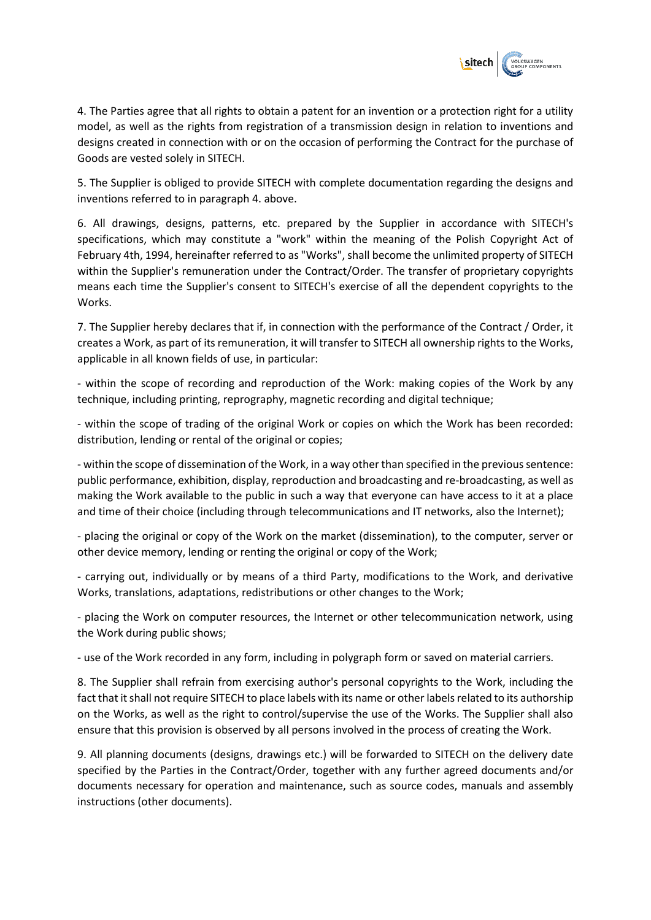4. The Parties agree that all rights to obtain a patent for an invention or a protection right for a utility model, as well as the rights from registration of a transmission design in relation to inventions and designs created in connection with or on the occasion of performing the Contract for the purchase of Goods are vested solely in SITECH.

5. The Supplier is obliged to provide SITECH with complete documentation regarding the designs and inventions referred to in paragraph 4. above.

6. All drawings, designs, patterns, etc. prepared by the Supplier in accordance with SITECH's specifications, which may constitute a "work" within the meaning of the Polish Copyright Act of February 4th, 1994, hereinafter referred to as "Works", shall become the unlimited property of SITECH within the Supplier's remuneration under the Contract/Order. The transfer of proprietary copyrights means each time the Supplier's consent to SITECH's exercise of all the dependent copyrights to the Works.

7. The Supplier hereby declares that if, in connection with the performance of the Contract / Order, it creates a Work, as part of its remuneration, it will transfer to SITECH all ownership rights to the Works, applicable in all known fields of use, in particular:

- within the scope of recording and reproduction of the Work: making copies of the Work by any technique, including printing, reprography, magnetic recording and digital technique;

- within the scope of trading of the original Work or copies on which the Work has been recorded: distribution, lending or rental of the original or copies;

- within the scope of dissemination of the Work, in a way other than specified in the previous sentence: public performance, exhibition, display, reproduction and broadcasting and re-broadcasting, as well as making the Work available to the public in such a way that everyone can have access to it at a place and time of their choice (including through telecommunications and IT networks, also the Internet);

- placing the original or copy of the Work on the market (dissemination), to the computer, server or other device memory, lending or renting the original or copy of the Work;

- carrying out, individually or by means of a third Party, modifications to the Work, and derivative Works, translations, adaptations, redistributions or other changes to the Work;

- placing the Work on computer resources, the Internet or other telecommunication network, using the Work during public shows;

- use of the Work recorded in any form, including in polygraph form or saved on material carriers.

8. The Supplier shall refrain from exercising author's personal copyrights to the Work, including the fact that it shall not require SITECH to place labels with its name or other labels related to its authorship on the Works, as well as the right to control/supervise the use of the Works. The Supplier shall also ensure that this provision is observed by all persons involved in the process of creating the Work.

9. All planning documents (designs, drawings etc.) will be forwarded to SITECH on the delivery date specified by the Parties in the Contract/Order, together with any further agreed documents and/or documents necessary for operation and maintenance, such as source codes, manuals and assembly instructions (other documents).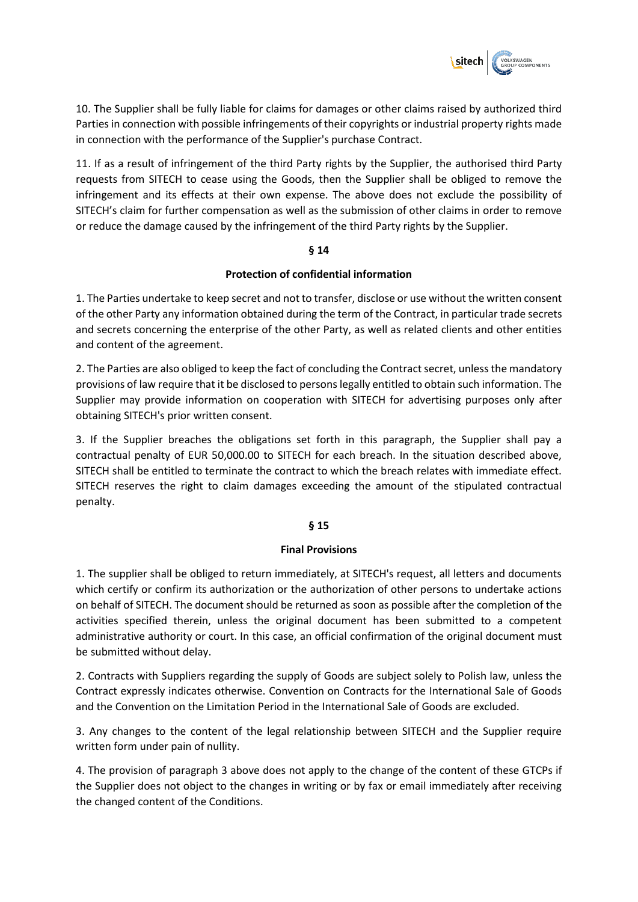10. The Supplier shall be fully liable for claims for damages or other claims raised by authorized third Parties in connection with possible infringements of their copyrights or industrial property rights made in connection with the performance of the Supplier's purchase Contract.

11. If as a result of infringement of the third Party rights by the Supplier, the authorised third Party requests from SITECH to cease using the Goods, then the Supplier shall be obliged to remove the infringement and its effects at their own expense. The above does not exclude the possibility of SITECH's claim for further compensation as well as the submission of other claims in order to remove or reduce the damage caused by the infringement of the third Party rights by the Supplier.

## § 14

## Protection of confidential information

1. The Parties undertake to keep secret and not to transfer, disclose or use without the written consent of the other Party any information obtained during the term of the Contract, in particular trade secrets and secrets concerning the enterprise of the other Party, as well as related clients and other entities and content of the agreement.

2. The Parties are also obliged to keep the fact of concluding the Contract secret, unless the mandatory provisions of law require that it be disclosed to persons legally entitled to obtain such information. The Supplier may provide information on cooperation with SITECH for advertising purposes only after obtaining SITECH's prior written consent.

3. If the Supplier breaches the obligations set forth in this paragraph, the Supplier shall pay a contractual penalty of EUR 50,000.00 to SITECH for each breach. In the situation described above, SITECH shall be entitled to terminate the contract to which the breach relates with immediate effect. SITECH reserves the right to claim damages exceeding the amount of the stipulated contractual penalty.

## § 15

## Final Provisions

1. The supplier shall be obliged to return immediately, at SITECH's request, all letters and documents which certify or confirm its authorization or the authorization of other persons to undertake actions on behalf of SITECH. The document should be returned as soon as possible after the completion of the activities specified therein, unless the original document has been submitted to a competent administrative authority or court. In this case, an official confirmation of the original document must be submitted without delay.

2. Contracts with Suppliers regarding the supply of Goods are subject solely to Polish law, unless the Contract expressly indicates otherwise. Convention on Contracts for the International Sale of Goods and the Convention on the Limitation Period in the International Sale of Goods are excluded.

3. Any changes to the content of the legal relationship between SITECH and the Supplier require written form under pain of nullity.

4. The provision of paragraph 3 above does not apply to the change of the content of these GTCPs if the Supplier does not object to the changes in writing or by fax or email immediately after receiving the changed content of the Conditions.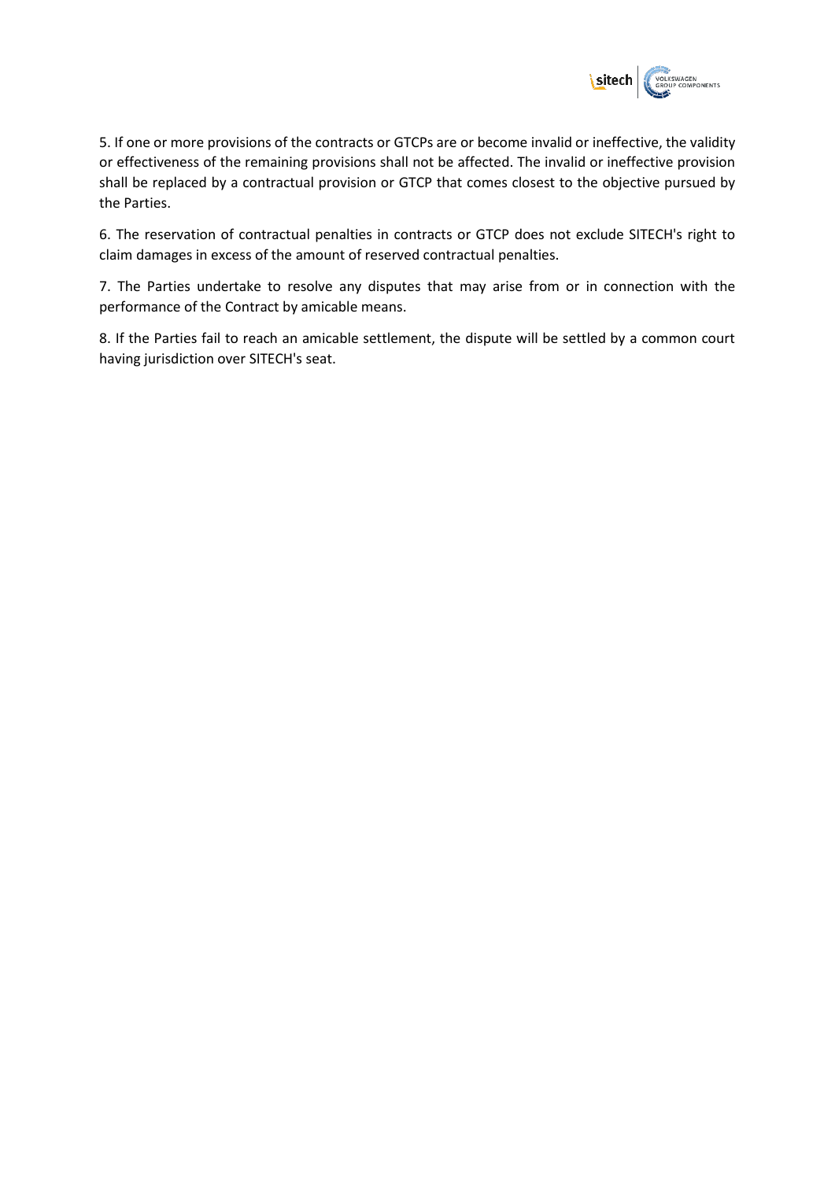5. If one or more provisions of the contracts or GTCPs are or become invalid or ineffective, the validity or effectiveness of the remaining provisions shall not be affected. The invalid or ineffective provision shall be replaced by a contractual provision or GTCP that comes closest to the objective pursued by the Parties.

6. The reservation of contractual penalties in contracts or GTCP does not exclude SITECH's right to claim damages in excess of the amount of reserved contractual penalties.

7. The Parties undertake to resolve any disputes that may arise from or in connection with the performance of the Contract by amicable means.

8. If the Parties fail to reach an amicable settlement, the dispute will be settled by a common court having jurisdiction over SITECH's seat.